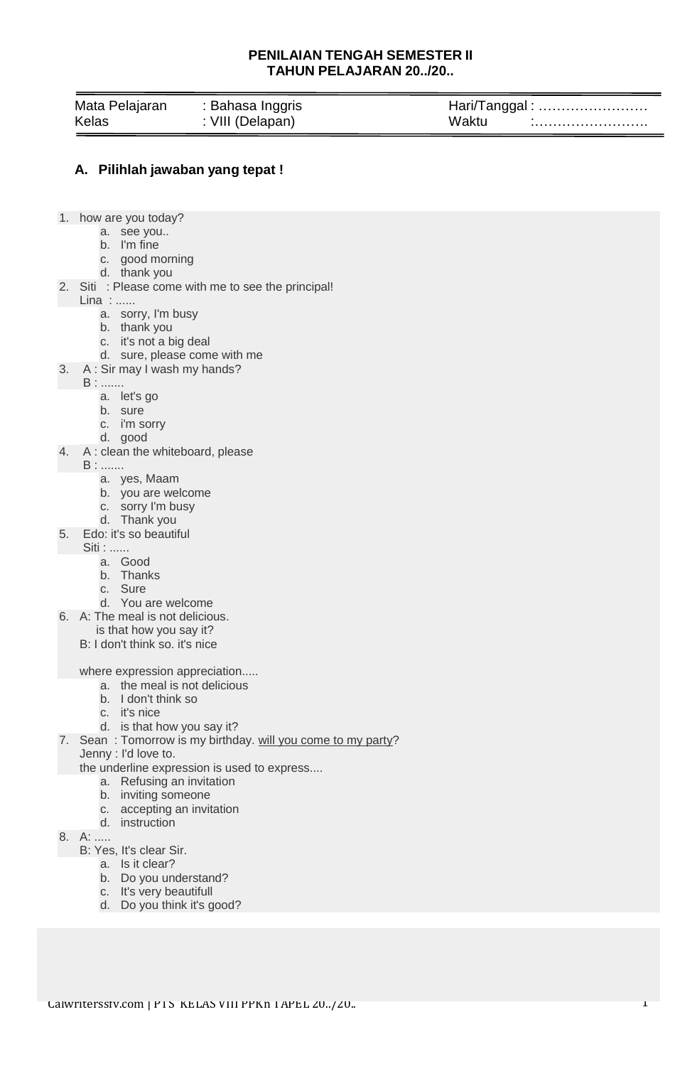**PENILAIAN TENGAH SEMESTER II**
**TAHUN PELAJARAN 20../20..**

| Mata Pelajaran | : Bahasa Inggris | Hari/Tanggal : …………………… |
|---|---|---|
| Kelas | : VIII (Delapan) | Waktu : ……………………. |

## A. Pilihlah jawaban yang tepat !

1. how are you today?
   a. see you..
   b. I'm fine
   c. good morning
   d. thank you
2. Siti : Please come with me to see the principal!
   Lina : ......
   a. sorry, I'm busy
   b. thank you
   c. it's not a big deal
   d. sure, please come with me
3. A : Sir may I wash my hands?
   B : .......
   a. let's go
   b. sure
   c. i'm sorry
   d. good
4. A : clean the whiteboard, please
   B : .......
   a. yes, Maam
   b. you are welcome
   c. sorry I'm busy
   d. Thank you
5. Edo: it's so beautiful
   Siti : ......
   a. Good
   b. Thanks
   c. Sure
   d. You are welcome
6. A: The meal is not delicious.
   is that how you say it?
   B: I don't think so. it's nice

   where expression appreciation.....
   a. the meal is not delicious
   b. I don't think so
   c. it's nice
   d. is that how you say it?
7. Sean : Tomorrow is my birthday. <u>will you come to my party</u>?
   Jenny : I'd love to.
   the underline expression is used to express....
   a. Refusing an invitation
   b. inviting someone
   c. accepting an invitation
   d. instruction
8. A: .....
   B: Yes, It's clear Sir.
   a. Is it clear?
   b. Do you understand?
   c. It's very beautifull
   d. Do you think it's good?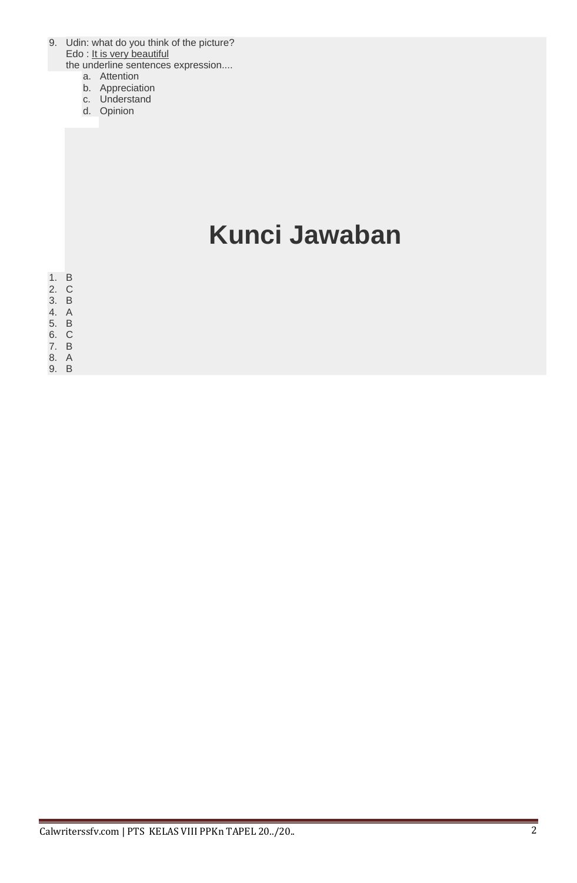9. Udin: what do you think of the picture?
   Edo : <u>It is very beautiful</u>
   the underline sentences expression....
   a. Attention
   b. Appreciation
   c. Understand
   d. Opinion

# Kunci Jawaban

1. B
2. C
3. B
4. A
5. B
6. C
7. B
8. A
9. B